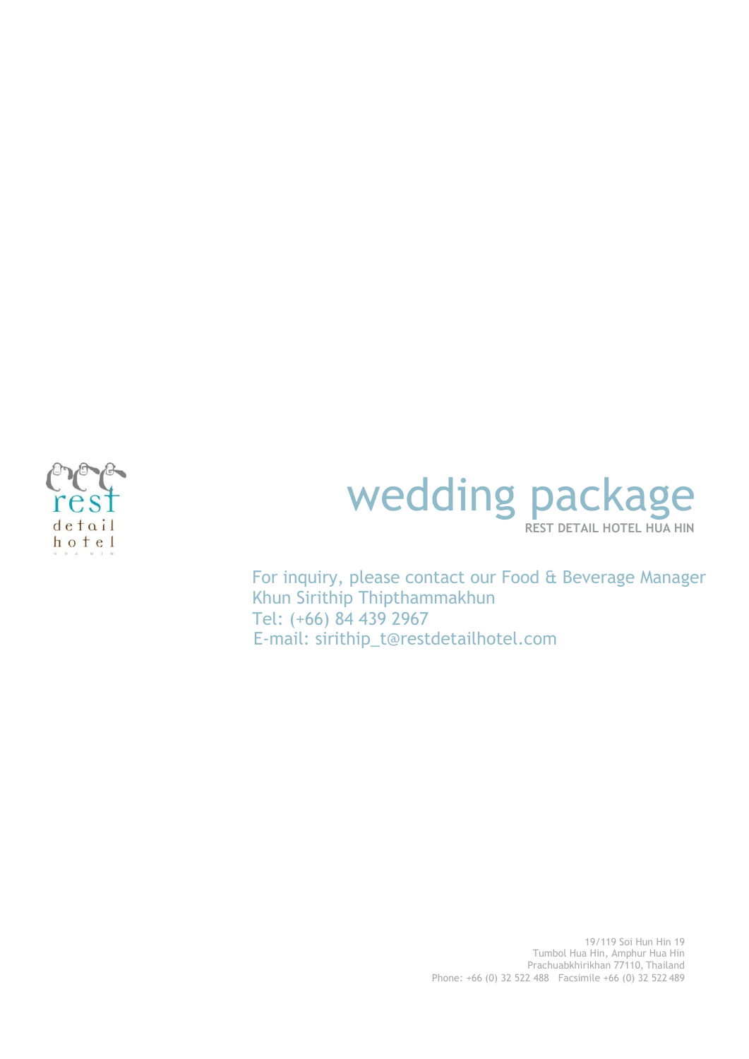rest
detail
hotel

# wedding package

**REST DETAIL HOTEL HUA HIN**

For inquiry, please contact our Food & Beverage Manager
Khun Sirithip Thipthammakhun
Tel: (+66) 84 439 2967
E-mail: sirithip_t@restdetailhotel.com

19/119 Soi Hun Hin 19
Tumbol Hua Hin, Amphur Hua Hin
Prachuabkhirikhan 77110, Thailand
Phone: +66 (0) 32 522 488 Facsimile +66 (0) 32 522 489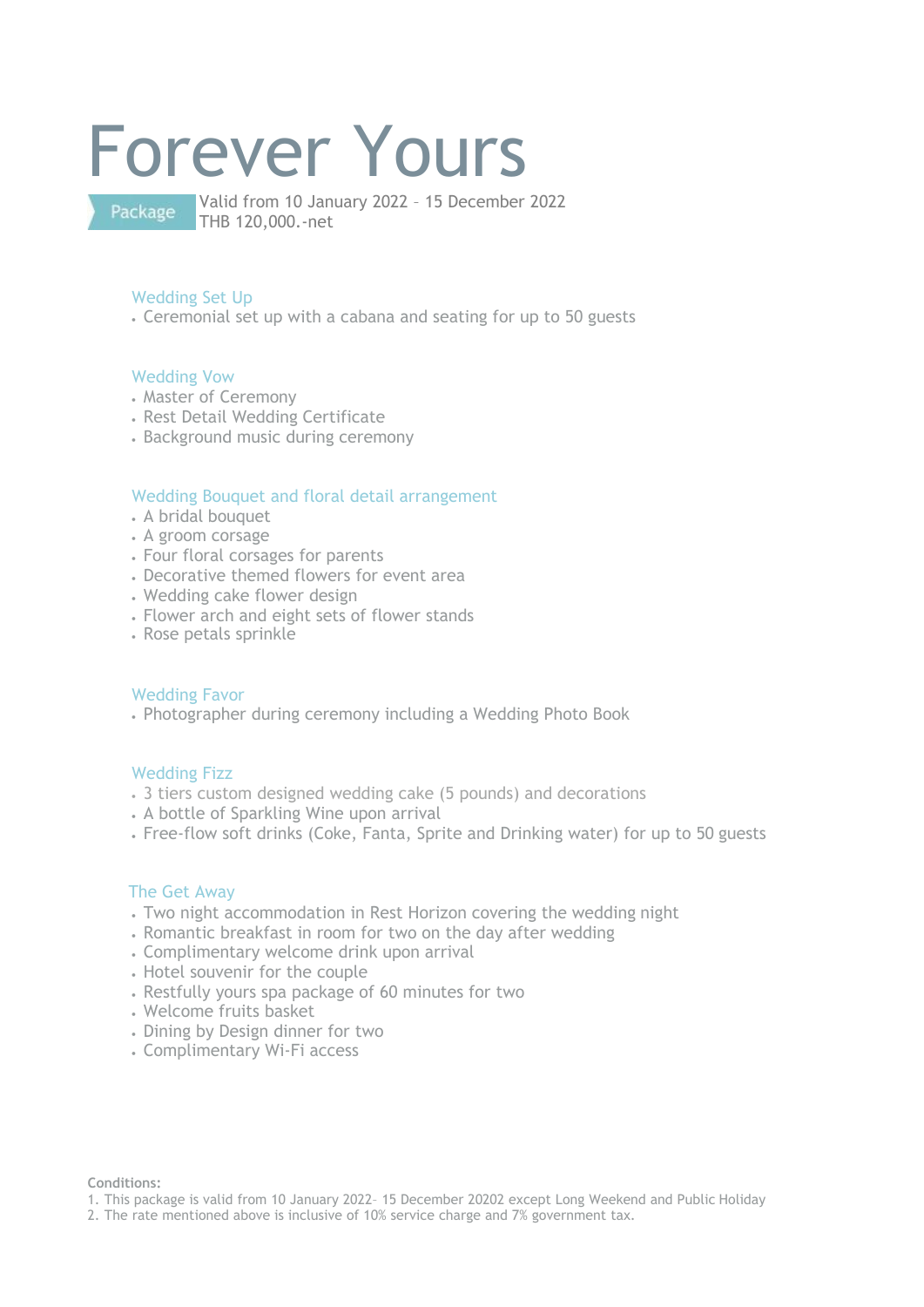# Forever Yours

**Package** Valid from 10 January 2022 – 15 December 2022
THB 120,000.-net

### Wedding Set Up
- Ceremonial set up with a cabana and seating for up to 50 guests

### Wedding Vow
- Master of Ceremony
- Rest Detail Wedding Certificate
- Background music during ceremony

### Wedding Bouquet and floral detail arrangement
- A bridal bouquet
- A groom corsage
- Four floral corsages for parents
- Decorative themed flowers for event area
- Wedding cake flower design
- Flower arch and eight sets of flower stands
- Rose petals sprinkle

### Wedding Favor
- Photographer during ceremony including a Wedding Photo Book

### Wedding Fizz
- 3 tiers custom designed wedding cake (5 pounds) and decorations
- A bottle of Sparkling Wine upon arrival
- Free-flow soft drinks (Coke, Fanta, Sprite and Drinking water) for up to 50 guests

### The Get Away
- Two night accommodation in Rest Horizon covering the wedding night
- Romantic breakfast in room for two on the day after wedding
- Complimentary welcome drink upon arrival
- Hotel souvenir for the couple
- Restfully yours spa package of 60 minutes for two
- Welcome fruits basket
- Dining by Design dinner for two
- Complimentary Wi-Fi access

**Conditions:**
1. This package is valid from 10 January 2022– 15 December 20202 except Long Weekend and Public Holiday
2. The rate mentioned above is inclusive of 10% service charge and 7% government tax.